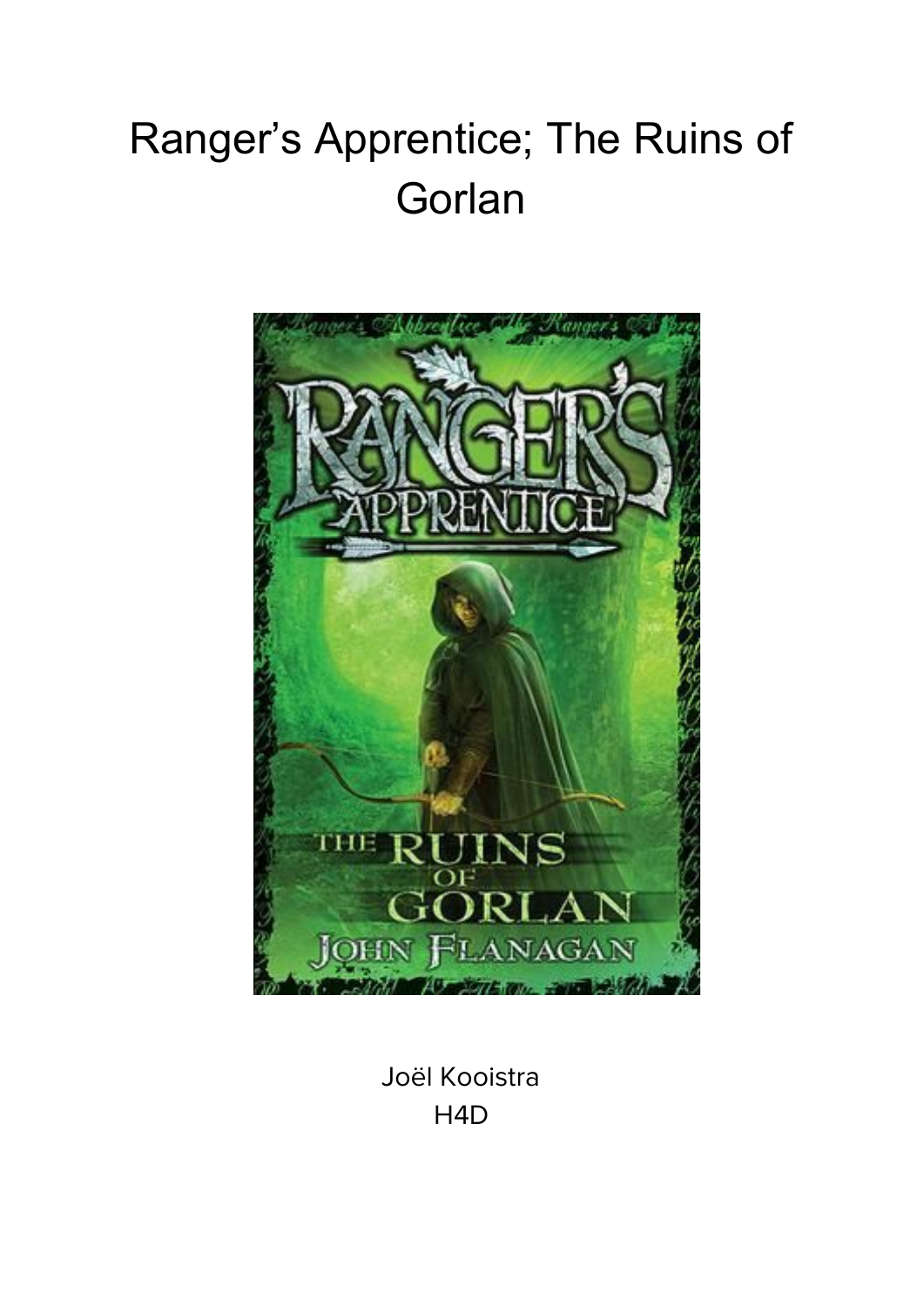# Ranger's Apprentice; The Ruins of Gorlan

Joël Kooistra
H4D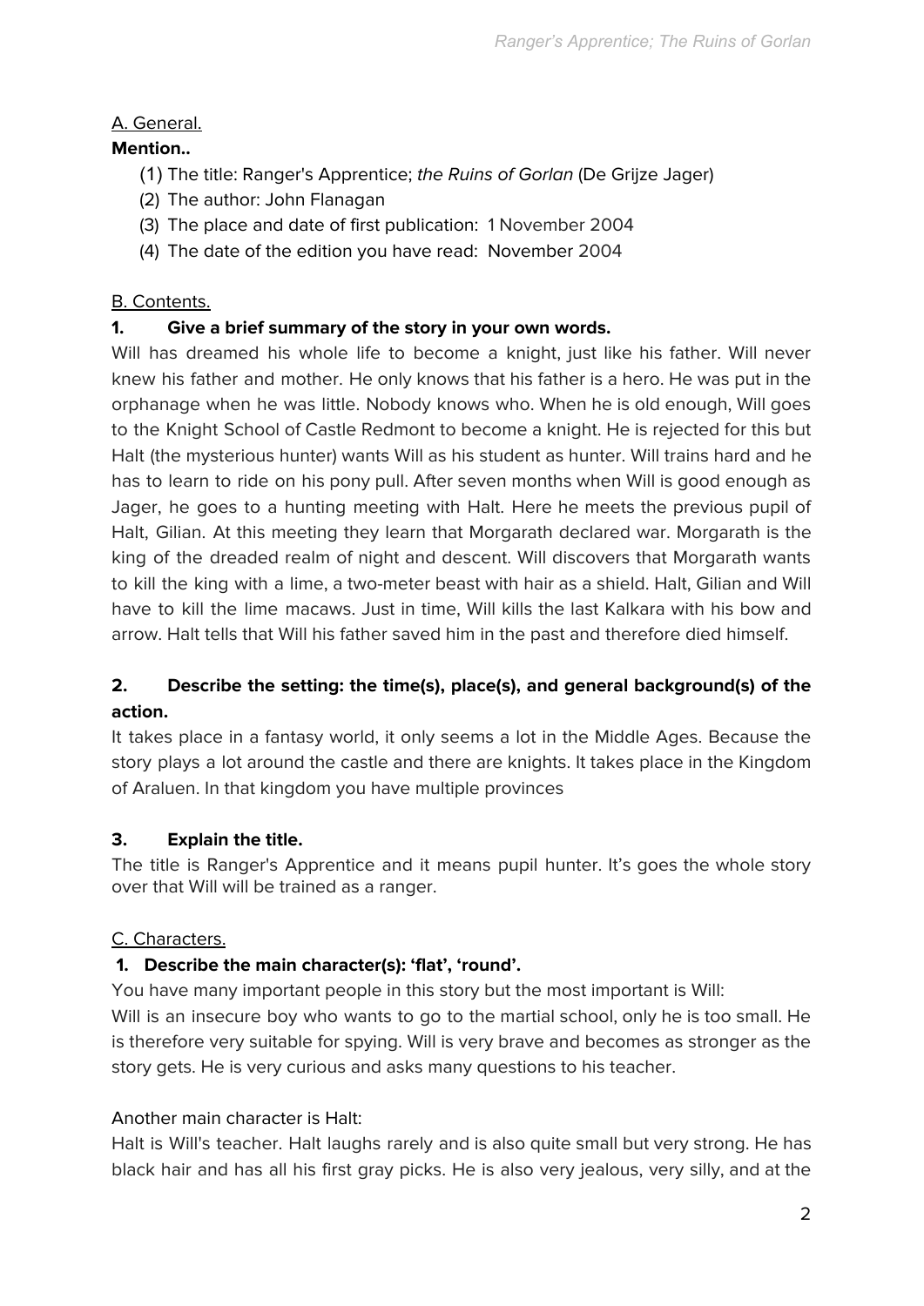A. General.

**Mention..**

(1) The title: Ranger's Apprentice; *the Ruins of Gorlan* (De Grijze Jager)
(2) The author: John Flanagan
(3) The place and date of first publication: 1 November 2004
(4) The date of the edition you have read: November 2004

B. Contents.

**1. Give a brief summary of the story in your own words.**

Will has dreamed his whole life to become a knight, just like his father. Will never knew his father and mother. He only knows that his father is a hero. He was put in the orphanage when he was little. Nobody knows who. When he is old enough, Will goes to the Knight School of Castle Redmont to become a knight. He is rejected for this but Halt (the mysterious hunter) wants Will as his student as hunter. Will trains hard and he has to learn to ride on his pony pull. After seven months when Will is good enough as Jager, he goes to a hunting meeting with Halt. Here he meets the previous pupil of Halt, Gilian. At this meeting they learn that Morgarath declared war. Morgarath is the king of the dreaded realm of night and descent. Will discovers that Morgarath wants to kill the king with a lime, a two-meter beast with hair as a shield. Halt, Gilian and Will have to kill the lime macaws. Just in time, Will kills the last Kalkara with his bow and arrow. Halt tells that Will his father saved him in the past and therefore died himself.

**2. Describe the setting: the time(s), place(s), and general background(s) of the action.**

It takes place in a fantasy world, it only seems a lot in the Middle Ages. Because the story plays a lot around the castle and there are knights. It takes place in the Kingdom of Araluen. In that kingdom you have multiple provinces

**3. Explain the title.**

The title is Ranger's Apprentice and it means pupil hunter. It's goes the whole story over that Will will be trained as a ranger.

C. Characters.

**1. Describe the main character(s): 'flat', 'round'.**

You have many important people in this story but the most important is Will:
Will is an insecure boy who wants to go to the martial school, only he is too small. He is therefore very suitable for spying. Will is very brave and becomes as stronger as the story gets. He is very curious and asks many questions to his teacher.

Another main character is Halt:
Halt is Will's teacher. Halt laughs rarely and is also quite small but very strong. He has black hair and has all his first gray picks. He is also very jealous, very silly, and at the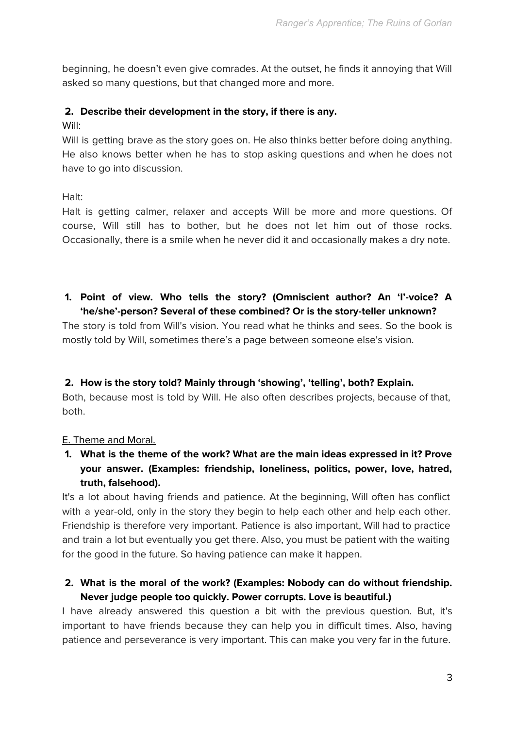beginning, he doesn't even give comrades. At the outset, he finds it annoying that Will asked so many questions, but that changed more and more.

**2. Describe their development in the story, if there is any.**

Will:

Will is getting brave as the story goes on. He also thinks better before doing anything. He also knows better when he has to stop asking questions and when he does not have to go into discussion.

Halt:

Halt is getting calmer, relaxer and accepts Will be more and more questions. Of course, Will still has to bother, but he does not let him out of those rocks. Occasionally, there is a smile when he never did it and occasionally makes a dry note.

**1. Point of view. Who tells the story? (Omniscient author? An 'I'-voice? A 'he/she'-person? Several of these combined? Or is the story-teller unknown?**

The story is told from Will's vision. You read what he thinks and sees. So the book is mostly told by Will, sometimes there's a page between someone else's vision.

**2. How is the story told? Mainly through 'showing', 'telling', both? Explain.**

Both, because most is told by Will. He also often describes projects, because of that, both.

<u>E. Theme and Moral.</u>

**1. What is the theme of the work? What are the main ideas expressed in it? Prove your answer. (Examples: friendship, loneliness, politics, power, love, hatred, truth, falsehood).**

It's a lot about having friends and patience. At the beginning, Will often has conflict with a year-old, only in the story they begin to help each other and help each other. Friendship is therefore very important. Patience is also important, Will had to practice and train a lot but eventually you get there. Also, you must be patient with the waiting for the good in the future. So having patience can make it happen.

**2. What is the moral of the work? (Examples: Nobody can do without friendship. Never judge people too quickly. Power corrupts. Love is beautiful.)**

I have already answered this question a bit with the previous question. But, it's important to have friends because they can help you in difficult times. Also, having patience and perseverance is very important. This can make you very far in the future.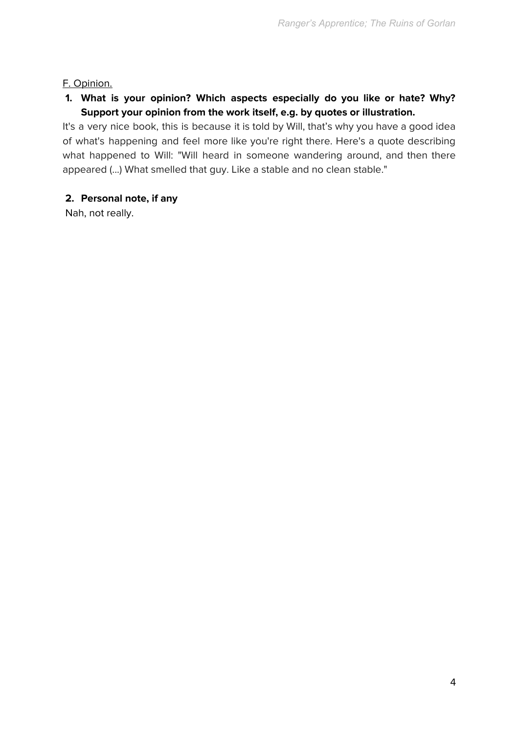F. Opinion.

1. **What is your opinion? Which aspects especially do you like or hate? Why? Support your opinion from the work itself, e.g. by quotes or illustration.**

It's a very nice book, this is because it is told by Will, that's why you have a good idea of what's happening and feel more like you're right there. Here's a quote describing what happened to Will: "Will heard in someone wandering around, and then there appeared (...) What smelled that guy. Like a stable and no clean stable."

2. **Personal note, if any**

Nah, not really.